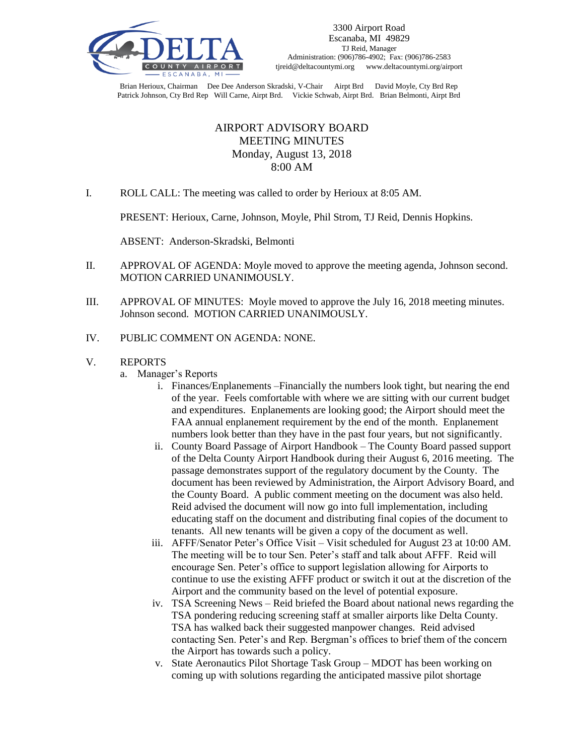3300 Airport Road
Escanaba, MI 49829
TJ Reid, Manager
Administration: (906)786-4902; Fax: (906)786-2583
tjreid@deltacountymi.org www.deltacountymi.org/airport

Brian Herioux, Chairman Dee Dee Anderson Skradski, V-Chair Airpt Brd David Moyle, Cty Brd Rep
Patrick Johnson, Cty Brd Rep Will Carne, Airpt Brd. Vickie Schwab, Airpt Brd. Brian Belmonti, Airpt Brd

# AIRPORT ADVISORY BOARD
# MEETING MINUTES
## Monday, August 13, 2018
## 8:00 AM

I. ROLL CALL: The meeting was called to order by Herioux at 8:05 AM.

PRESENT: Herioux, Carne, Johnson, Moyle, Phil Strom, TJ Reid, Dennis Hopkins.

ABSENT: Anderson-Skradski, Belmonti

II. APPROVAL OF AGENDA: Moyle moved to approve the meeting agenda, Johnson second. MOTION CARRIED UNANIMOUSLY.

III. APPROVAL OF MINUTES: Moyle moved to approve the July 16, 2018 meeting minutes. Johnson second. MOTION CARRIED UNANIMOUSLY.

IV. PUBLIC COMMENT ON AGENDA: NONE.

V. REPORTS

a. Manager's Reports

i. Finances/Enplanements –Financially the numbers look tight, but nearing the end of the year. Feels comfortable with where we are sitting with our current budget and expenditures. Enplanements are looking good; the Airport should meet the FAA annual enplanement requirement by the end of the month. Enplanement numbers look better than they have in the past four years, but not significantly.

ii. County Board Passage of Airport Handbook – The County Board passed support of the Delta County Airport Handbook during their August 6, 2016 meeting. The passage demonstrates support of the regulatory document by the County. The document has been reviewed by Administration, the Airport Advisory Board, and the County Board. A public comment meeting on the document was also held. Reid advised the document will now go into full implementation, including educating staff on the document and distributing final copies of the document to tenants. All new tenants will be given a copy of the document as well.

iii. AFFF/Senator Peter's Office Visit – Visit scheduled for August 23 at 10:00 AM. The meeting will be to tour Sen. Peter's staff and talk about AFFF. Reid will encourage Sen. Peter's office to support legislation allowing for Airports to continue to use the existing AFFF product or switch it out at the discretion of the Airport and the community based on the level of potential exposure.

iv. TSA Screening News – Reid briefed the Board about national news regarding the TSA pondering reducing screening staff at smaller airports like Delta County. TSA has walked back their suggested manpower changes. Reid advised contacting Sen. Peter's and Rep. Bergman's offices to brief them of the concern the Airport has towards such a policy.

v. State Aeronautics Pilot Shortage Task Group – MDOT has been working on coming up with solutions regarding the anticipated massive pilot shortage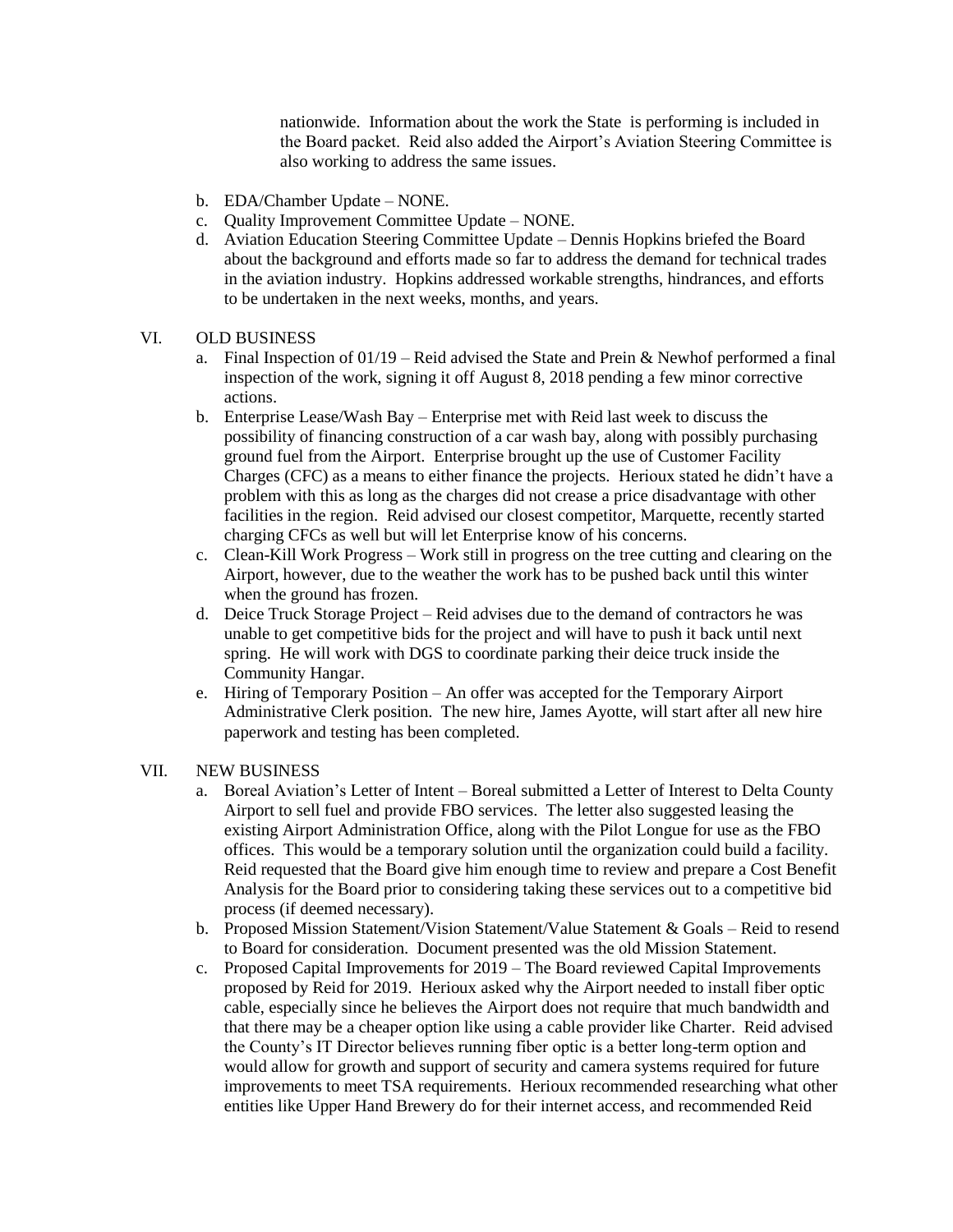nationwide. Information about the work the State is performing is included in the Board packet. Reid also added the Airport's Aviation Steering Committee is also working to address the same issues.

b. EDA/Chamber Update – NONE.
c. Quality Improvement Committee Update – NONE.
d. Aviation Education Steering Committee Update – Dennis Hopkins briefed the Board about the background and efforts made so far to address the demand for technical trades in the aviation industry. Hopkins addressed workable strengths, hindrances, and efforts to be undertaken in the next weeks, months, and years.

VI. OLD BUSINESS

a. Final Inspection of 01/19 – Reid advised the State and Prein & Newhof performed a final inspection of the work, signing it off August 8, 2018 pending a few minor corrective actions.
b. Enterprise Lease/Wash Bay – Enterprise met with Reid last week to discuss the possibility of financing construction of a car wash bay, along with possibly purchasing ground fuel from the Airport. Enterprise brought up the use of Customer Facility Charges (CFC) as a means to either finance the projects. Herioux stated he didn't have a problem with this as long as the charges did not crease a price disadvantage with other facilities in the region. Reid advised our closest competitor, Marquette, recently started charging CFCs as well but will let Enterprise know of his concerns.
c. Clean-Kill Work Progress – Work still in progress on the tree cutting and clearing on the Airport, however, due to the weather the work has to be pushed back until this winter when the ground has frozen.
d. Deice Truck Storage Project – Reid advises due to the demand of contractors he was unable to get competitive bids for the project and will have to push it back until next spring. He will work with DGS to coordinate parking their deice truck inside the Community Hangar.
e. Hiring of Temporary Position – An offer was accepted for the Temporary Airport Administrative Clerk position. The new hire, James Ayotte, will start after all new hire paperwork and testing has been completed.

VII. NEW BUSINESS

a. Boreal Aviation's Letter of Intent – Boreal submitted a Letter of Interest to Delta County Airport to sell fuel and provide FBO services. The letter also suggested leasing the existing Airport Administration Office, along with the Pilot Longue for use as the FBO offices. This would be a temporary solution until the organization could build a facility. Reid requested that the Board give him enough time to review and prepare a Cost Benefit Analysis for the Board prior to considering taking these services out to a competitive bid process (if deemed necessary).
b. Proposed Mission Statement/Vision Statement/Value Statement & Goals – Reid to resend to Board for consideration. Document presented was the old Mission Statement.
c. Proposed Capital Improvements for 2019 – The Board reviewed Capital Improvements proposed by Reid for 2019. Herioux asked why the Airport needed to install fiber optic cable, especially since he believes the Airport does not require that much bandwidth and that there may be a cheaper option like using a cable provider like Charter. Reid advised the County's IT Director believes running fiber optic is a better long-term option and would allow for growth and support of security and camera systems required for future improvements to meet TSA requirements. Herioux recommended researching what other entities like Upper Hand Brewery do for their internet access, and recommended Reid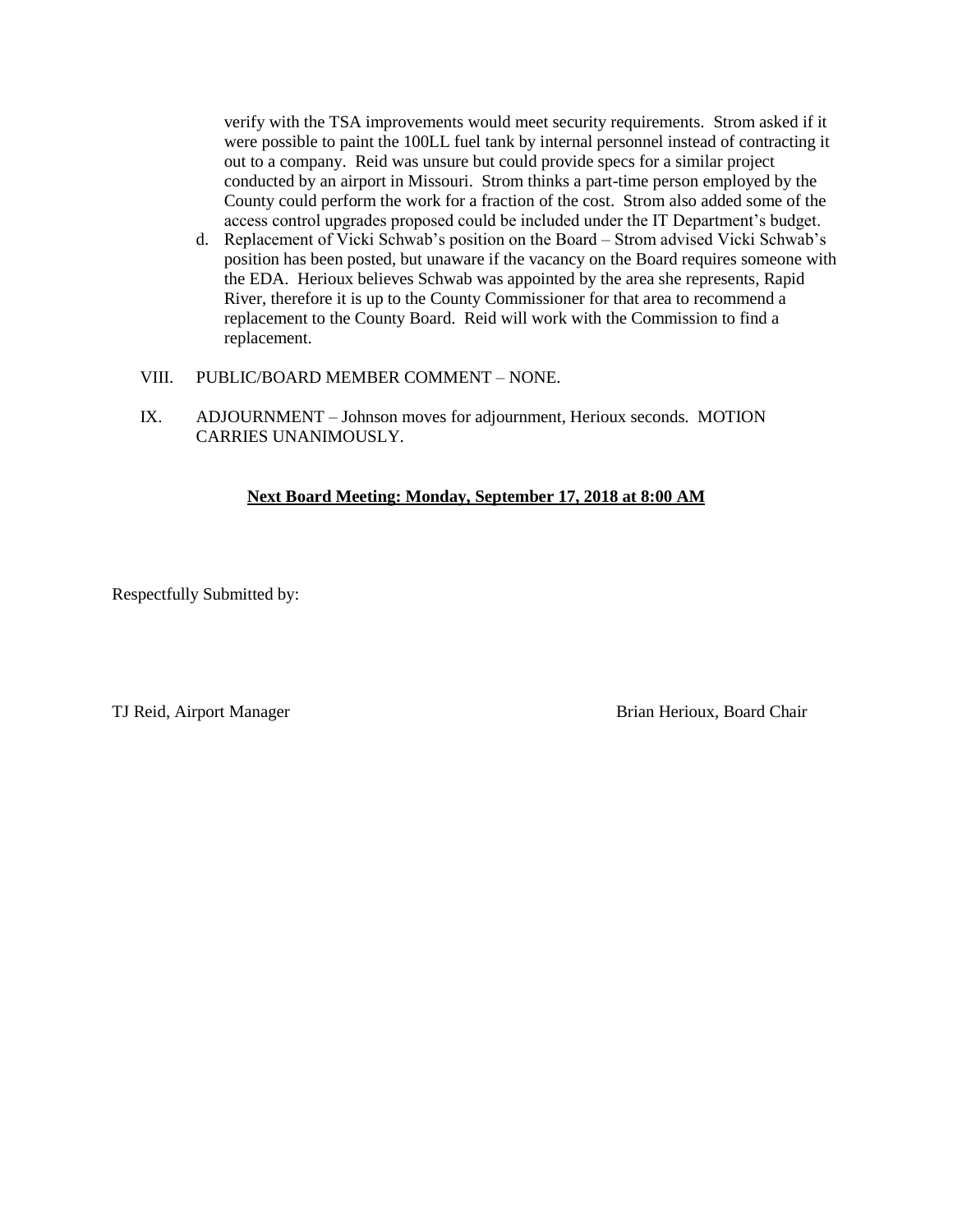verify with the TSA improvements would meet security requirements. Strom asked if it were possible to paint the 100LL fuel tank by internal personnel instead of contracting it out to a company. Reid was unsure but could provide specs for a similar project conducted by an airport in Missouri. Strom thinks a part-time person employed by the County could perform the work for a fraction of the cost. Strom also added some of the access control upgrades proposed could be included under the IT Department's budget.

d. Replacement of Vicki Schwab's position on the Board – Strom advised Vicki Schwab's position has been posted, but unaware if the vacancy on the Board requires someone with the EDA. Herioux believes Schwab was appointed by the area she represents, Rapid River, therefore it is up to the County Commissioner for that area to recommend a replacement to the County Board. Reid will work with the Commission to find a replacement.

VIII. PUBLIC/BOARD MEMBER COMMENT – NONE.

IX. ADJOURNMENT – Johnson moves for adjournment, Herioux seconds. MOTION CARRIES UNANIMOUSLY.

**Next Board Meeting: Monday, September 17, 2018 at 8:00 AM**

Respectfully Submitted by:

TJ Reid, Airport Manager

Brian Herioux, Board Chair